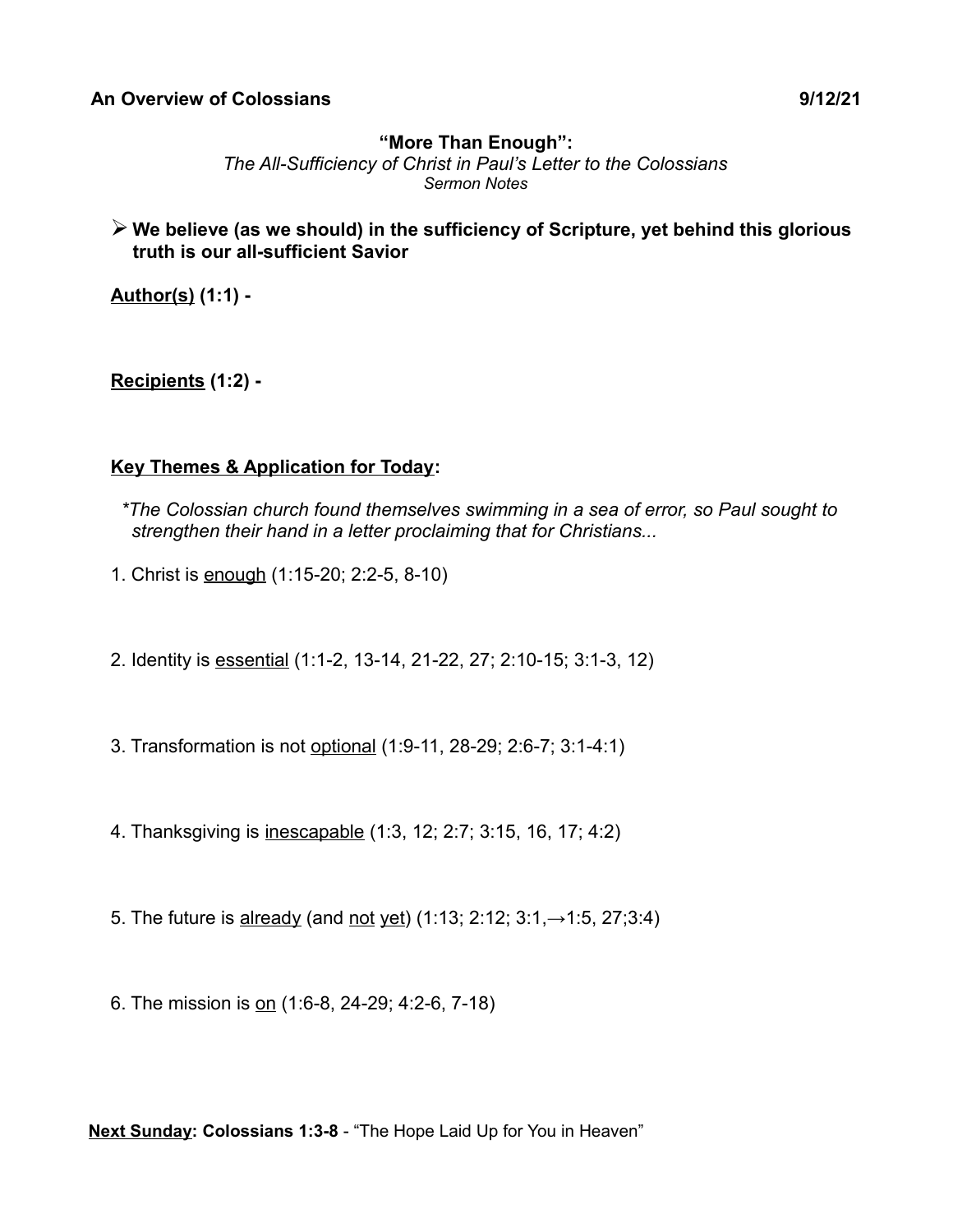**An Overview of Colossians** **9/12/21**

## "More Than Enough":

*The All-Sufficiency of Christ in Paul's Letter to the Colossians*

*Sermon Notes*

- **We believe (as we should) in the sufficiency of Scripture, yet behind this glorious truth is our all-sufficient Savior**

**Author(s) (1:1) -**

**Recipients (1:2) -**

**Key Themes & Application for Today:**

*\*The Colossian church found themselves swimming in a sea of error, so Paul sought to strengthen their hand in a letter proclaiming that for Christians...*

1. Christ is enough (1:15-20; 2:2-5, 8-10)

2. Identity is essential (1:1-2, 13-14, 21-22, 27; 2:10-15; 3:1-3, 12)

3. Transformation is not optional (1:9-11, 28-29; 2:6-7; 3:1-4:1)

4. Thanksgiving is inescapable (1:3, 12; 2:7; 3:15, 16, 17; 4:2)

5. The future is already (and not yet) (1:13; 2:12; 3:1,→1:5, 27;3:4)

6. The mission is on (1:6-8, 24-29; 4:2-6, 7-18)

**Next Sunday: Colossians 1:3-8** - "The Hope Laid Up for You in Heaven"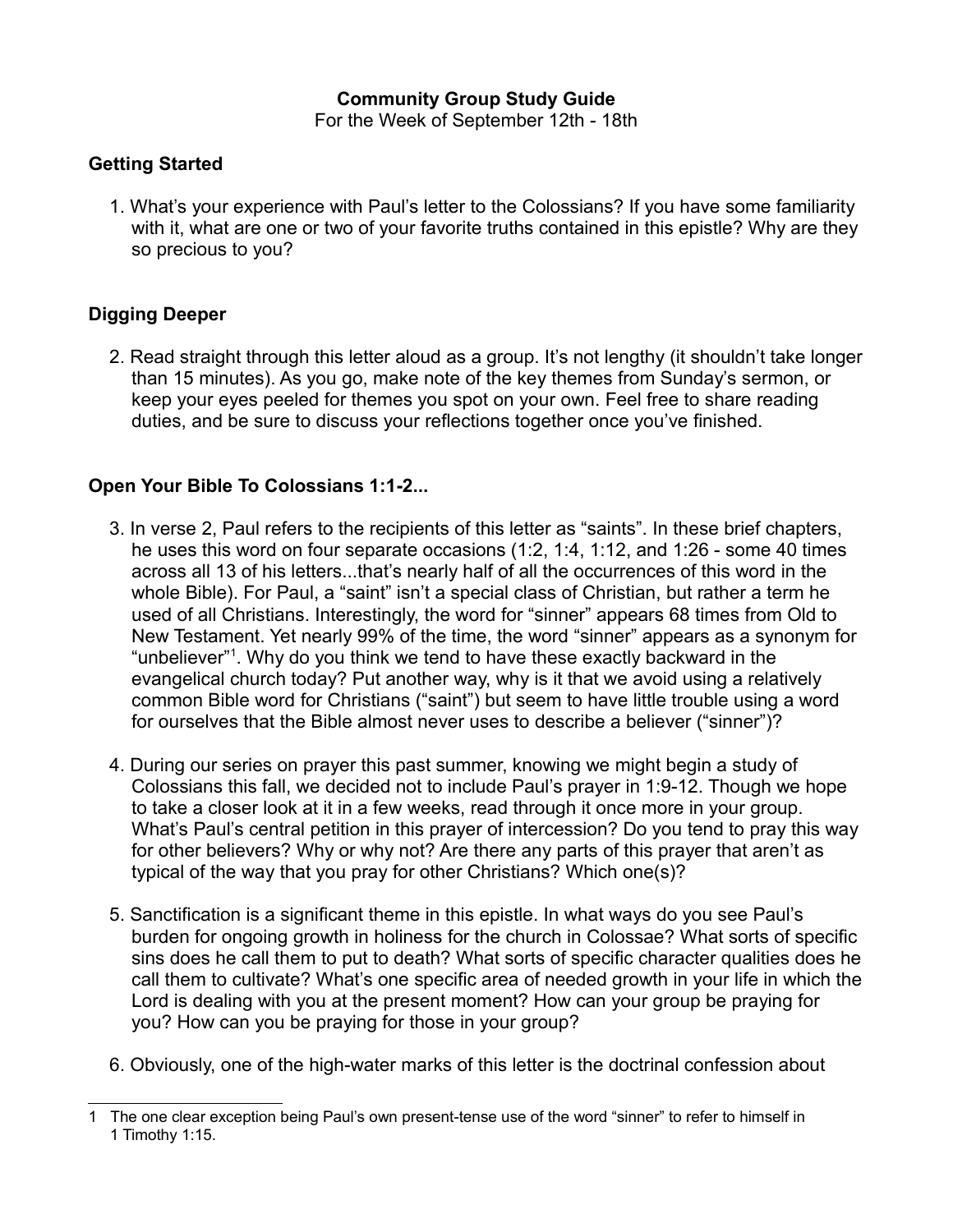**Community Group Study Guide**

For the Week of September 12th - 18th

## Getting Started

1. What's your experience with Paul's letter to the Colossians? If you have some familiarity with it, what are one or two of your favorite truths contained in this epistle? Why are they so precious to you?

## Digging Deeper

2. Read straight through this letter aloud as a group. It's not lengthy (it shouldn't take longer than 15 minutes). As you go, make note of the key themes from Sunday's sermon, or keep your eyes peeled for themes you spot on your own. Feel free to share reading duties, and be sure to discuss your reflections together once you've finished.

## Open Your Bible To Colossians 1:1-2...

3. In verse 2, Paul refers to the recipients of this letter as "saints". In these brief chapters, he uses this word on four separate occasions (1:2, 1:4, 1:12, and 1:26 - some 40 times across all 13 of his letters...that's nearly half of all the occurrences of this word in the whole Bible). For Paul, a "saint" isn't a special class of Christian, but rather a term he used of all Christians. Interestingly, the word for "sinner" appears 68 times from Old to New Testament. Yet nearly 99% of the time, the word "sinner" appears as a synonym for "unbeliever"[1]. Why do you think we tend to have these exactly backward in the evangelical church today? Put another way, why is it that we avoid using a relatively common Bible word for Christians ("saint") but seem to have little trouble using a word for ourselves that the Bible almost never uses to describe a believer ("sinner")?

4. During our series on prayer this past summer, knowing we might begin a study of Colossians this fall, we decided not to include Paul's prayer in 1:9-12. Though we hope to take a closer look at it in a few weeks, read through it once more in your group. What's Paul's central petition in this prayer of intercession? Do you tend to pray this way for other believers? Why or why not? Are there any parts of this prayer that aren't as typical of the way that you pray for other Christians? Which one(s)?

5. Sanctification is a significant theme in this epistle. In what ways do you see Paul's burden for ongoing growth in holiness for the church in Colossae? What sorts of specific sins does he call them to put to death? What sorts of specific character qualities does he call them to cultivate? What's one specific area of needed growth in your life in which the Lord is dealing with you at the present moment? How can your group be praying for you? How can you be praying for those in your group?

6. Obviously, one of the high-water marks of this letter is the doctrinal confession about

---

[1] The one clear exception being Paul's own present-tense use of the word "sinner" to refer to himself in 1 Timothy 1:15.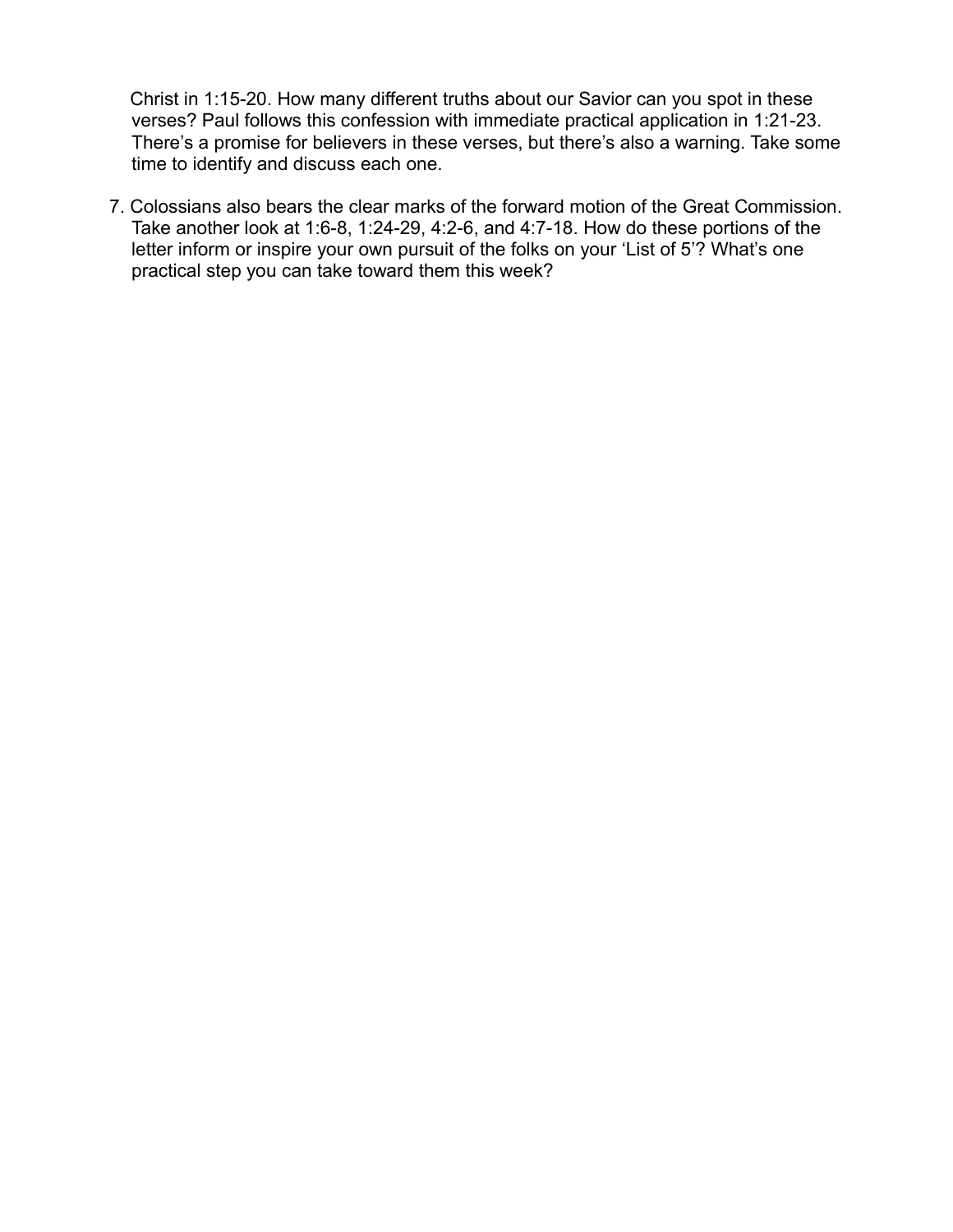Christ in 1:15-20. How many different truths about our Savior can you spot in these verses? Paul follows this confession with immediate practical application in 1:21-23. There's a promise for believers in these verses, but there's also a warning. Take some time to identify and discuss each one.

7. Colossians also bears the clear marks of the forward motion of the Great Commission. Take another look at 1:6-8, 1:24-29, 4:2-6, and 4:7-18. How do these portions of the letter inform or inspire your own pursuit of the folks on your 'List of 5'? What's one practical step you can take toward them this week?